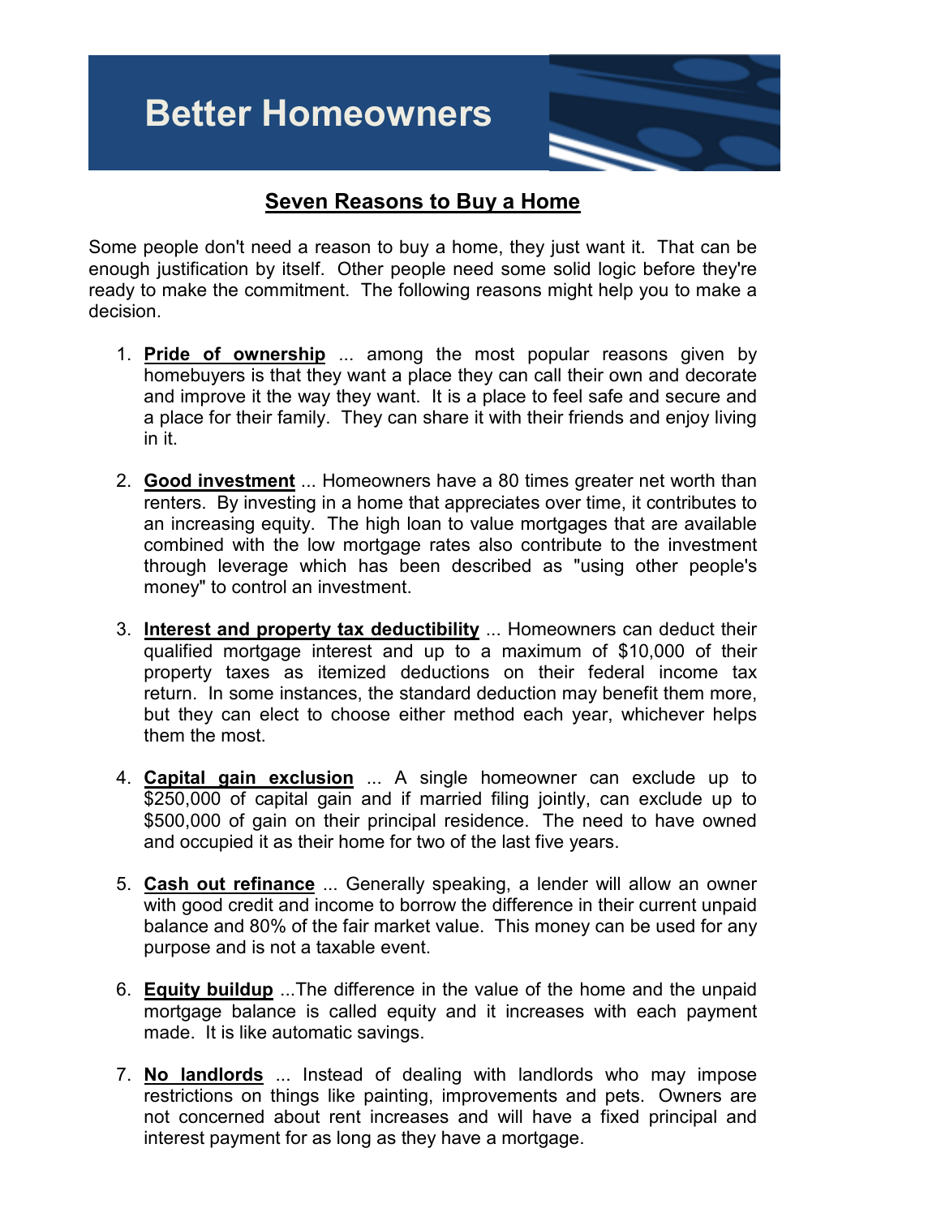# Better Homeowners

## Seven Reasons to Buy a Home

Some people don't need a reason to buy a home, they just want it. That can be enough justification by itself. Other people need some solid logic before they're ready to make the commitment. The following reasons might help you to make a decision.

1. **Pride of ownership** ... among the most popular reasons given by homebuyers is that they want a place they can call their own and decorate and improve it the way they want. It is a place to feel safe and secure and a place for their family. They can share it with their friends and enjoy living in it.

2. **Good investment** ... Homeowners have a 80 times greater net worth than renters. By investing in a home that appreciates over time, it contributes to an increasing equity. The high loan to value mortgages that are available combined with the low mortgage rates also contribute to the investment through leverage which has been described as "using other people's money" to control an investment.

3. **Interest and property tax deductibility** ... Homeowners can deduct their qualified mortgage interest and up to a maximum of $10,000 of their property taxes as itemized deductions on their federal income tax return. In some instances, the standard deduction may benefit them more, but they can elect to choose either method each year, whichever helps them the most.

4. **Capital gain exclusion** ... A single homeowner can exclude up to $250,000 of capital gain and if married filing jointly, can exclude up to $500,000 of gain on their principal residence. The need to have owned and occupied it as their home for two of the last five years.

5. **Cash out refinance** ... Generally speaking, a lender will allow an owner with good credit and income to borrow the difference in their current unpaid balance and 80% of the fair market value. This money can be used for any purpose and is not a taxable event.

6. **Equity buildup** ...The difference in the value of the home and the unpaid mortgage balance is called equity and it increases with each payment made. It is like automatic savings.

7. **No landlords** ... Instead of dealing with landlords who may impose restrictions on things like painting, improvements and pets. Owners are not concerned about rent increases and will have a fixed principal and interest payment for as long as they have a mortgage.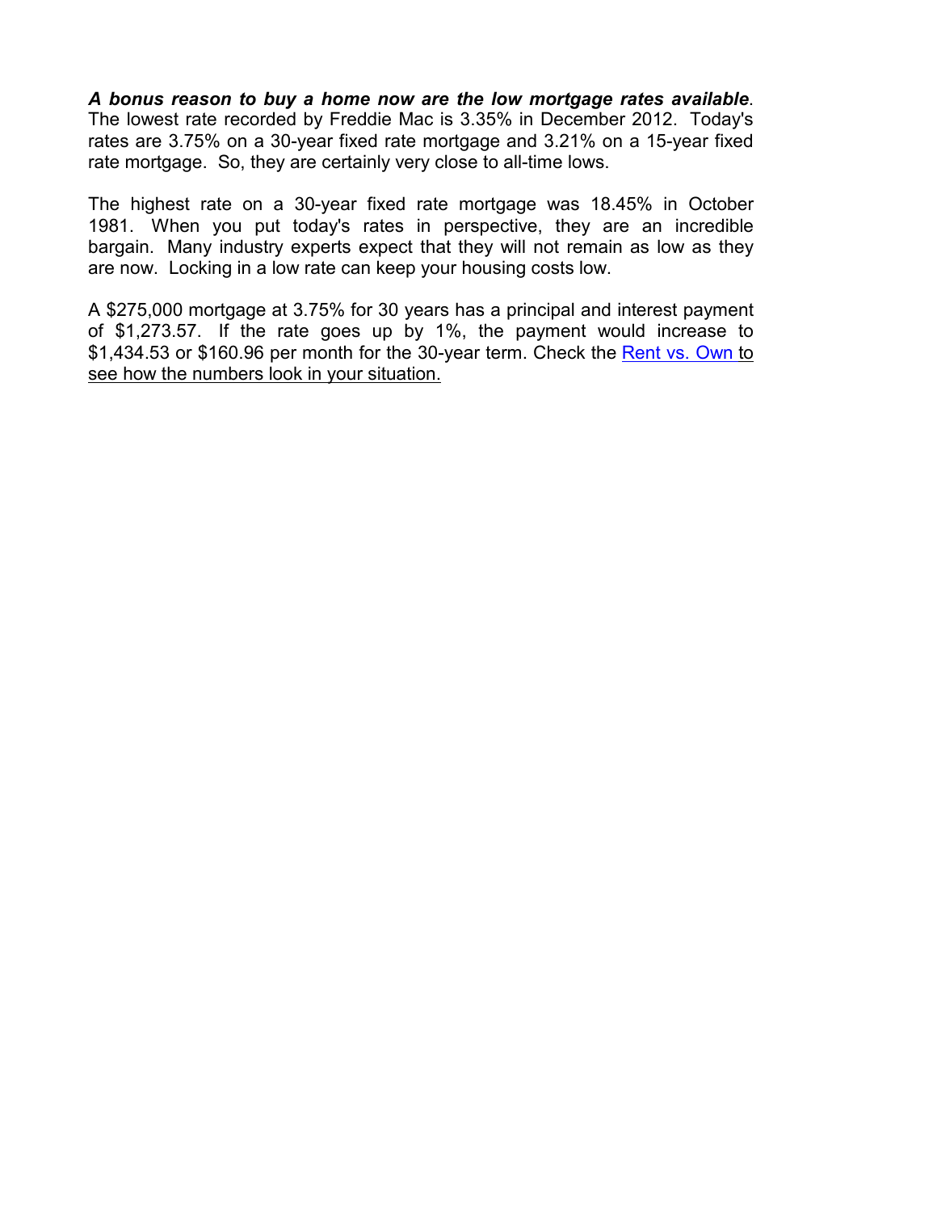***A bonus reason to buy a home now are the low mortgage rates available***. The lowest rate recorded by Freddie Mac is 3.35% in December 2012. Today's rates are 3.75% on a 30-year fixed rate mortgage and 3.21% on a 15-year fixed rate mortgage. So, they are certainly very close to all-time lows.

The highest rate on a 30-year fixed rate mortgage was 18.45% in October 1981. When you put today's rates in perspective, they are an incredible bargain. Many industry experts expect that they will not remain as low as they are now. Locking in a low rate can keep your housing costs low.

A $275,000 mortgage at 3.75% for 30 years has a principal and interest payment of $1,273.57. If the rate goes up by 1%, the payment would increase to $1,434.53 or $160.96 per month for the 30-year term. Check the Rent vs. Own to see how the numbers look in your situation.